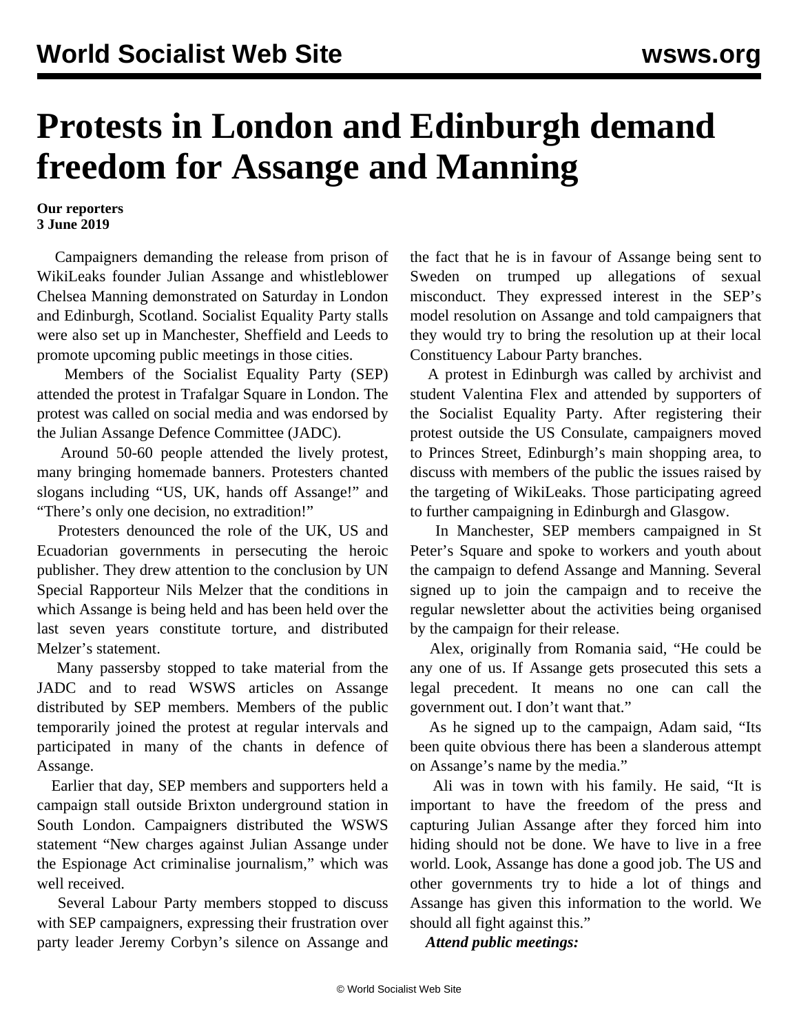# Protests in London and Edinburgh demand freedom for Assange and Manning

**Our reporters**
**3 June 2019**

Campaigners demanding the release from prison of WikiLeaks founder Julian Assange and whistleblower Chelsea Manning demonstrated on Saturday in London and Edinburgh, Scotland. Socialist Equality Party stalls were also set up in Manchester, Sheffield and Leeds to promote upcoming public meetings in those cities.

Members of the Socialist Equality Party (SEP) attended the protest in Trafalgar Square in London. The protest was called on social media and was endorsed by the Julian Assange Defence Committee (JADC).

Around 50-60 people attended the lively protest, many bringing homemade banners. Protesters chanted slogans including "US, UK, hands off Assange!" and "There's only one decision, no extradition!"

Protesters denounced the role of the UK, US and Ecuadorian governments in persecuting the heroic publisher. They drew attention to the conclusion by UN Special Rapporteur Nils Melzer that the conditions in which Assange is being held and has been held over the last seven years constitute torture, and distributed Melzer's statement.

Many passersby stopped to take material from the JADC and to read WSWS articles on Assange distributed by SEP members. Members of the public temporarily joined the protest at regular intervals and participated in many of the chants in defence of Assange.

Earlier that day, SEP members and supporters held a campaign stall outside Brixton underground station in South London. Campaigners distributed the WSWS statement "New charges against Julian Assange under the Espionage Act criminalise journalism," which was well received.

Several Labour Party members stopped to discuss with SEP campaigners, expressing their frustration over party leader Jeremy Corbyn's silence on Assange and the fact that he is in favour of Assange being sent to Sweden on trumped up allegations of sexual misconduct. They expressed interest in the SEP's model resolution on Assange and told campaigners that they would try to bring the resolution up at their local Constituency Labour Party branches.

A protest in Edinburgh was called by archivist and student Valentina Flex and attended by supporters of the Socialist Equality Party. After registering their protest outside the US Consulate, campaigners moved to Princes Street, Edinburgh's main shopping area, to discuss with members of the public the issues raised by the targeting of WikiLeaks. Those participating agreed to further campaigning in Edinburgh and Glasgow.

In Manchester, SEP members campaigned in St Peter's Square and spoke to workers and youth about the campaign to defend Assange and Manning. Several signed up to join the campaign and to receive the regular newsletter about the activities being organised by the campaign for their release.

Alex, originally from Romania said, "He could be any one of us. If Assange gets prosecuted this sets a legal precedent. It means no one can call the government out. I don't want that."

As he signed up to the campaign, Adam said, "Its been quite obvious there has been a slanderous attempt on Assange's name by the media."

Ali was in town with his family. He said, "It is important to have the freedom of the press and capturing Julian Assange after they forced him into hiding should not be done. We have to live in a free world. Look, Assange has done a good job. The US and other governments try to hide a lot of things and Assange has given this information to the world. We should all fight against this."

***Attend public meetings:***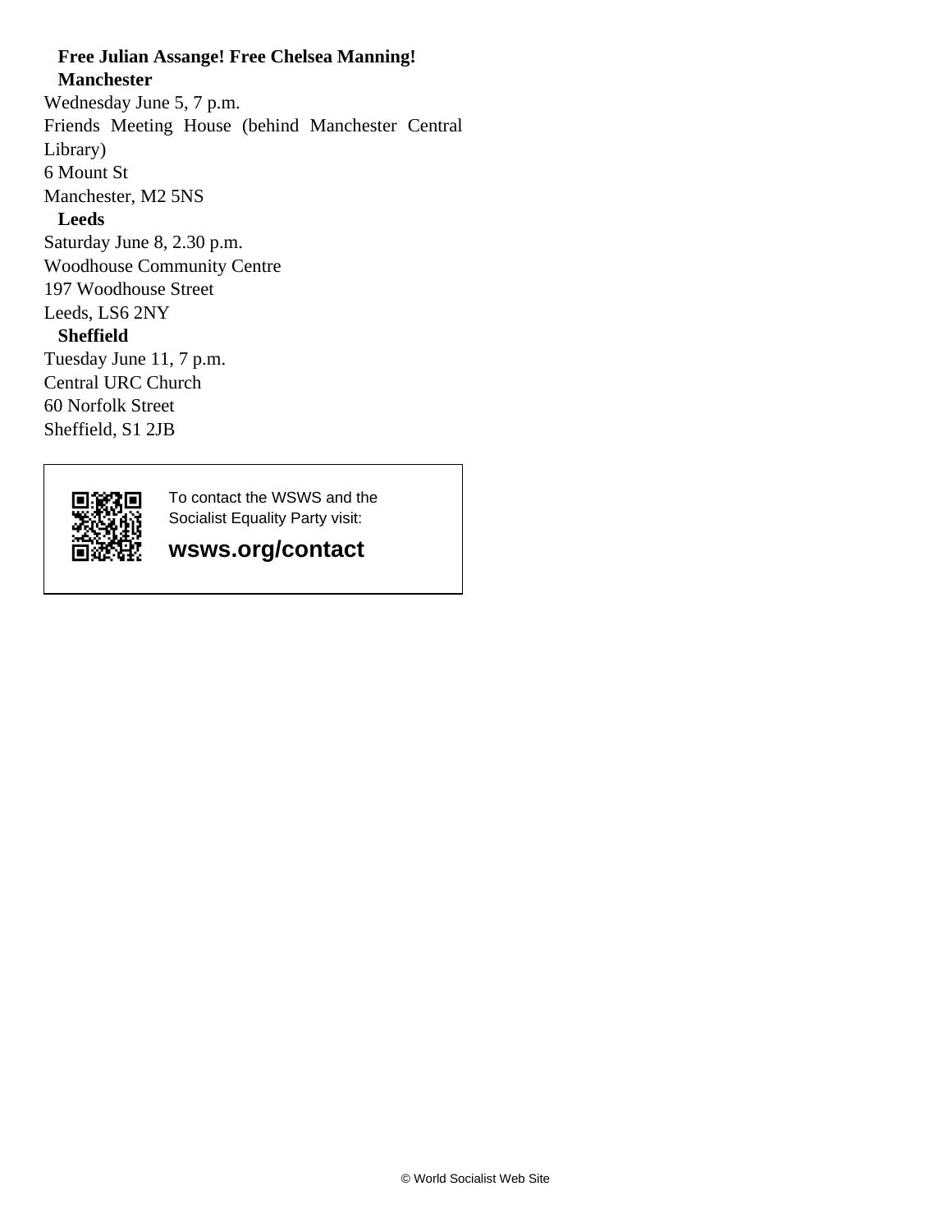**Free Julian Assange! Free Chelsea Manning!**

**Manchester**

Wednesday June 5, 7 p.m.
Friends Meeting House (behind Manchester Central Library)
6 Mount St
Manchester, M2 5NS

**Leeds**

Saturday June 8, 2.30 p.m.
Woodhouse Community Centre
197 Woodhouse Street
Leeds, LS6 2NY

**Sheffield**

Tuesday June 11, 7 p.m.
Central URC Church
60 Norfolk Street
Sheffield, S1 2JB

To contact the WSWS and the Socialist Equality Party visit:

**wsws.org/contact**